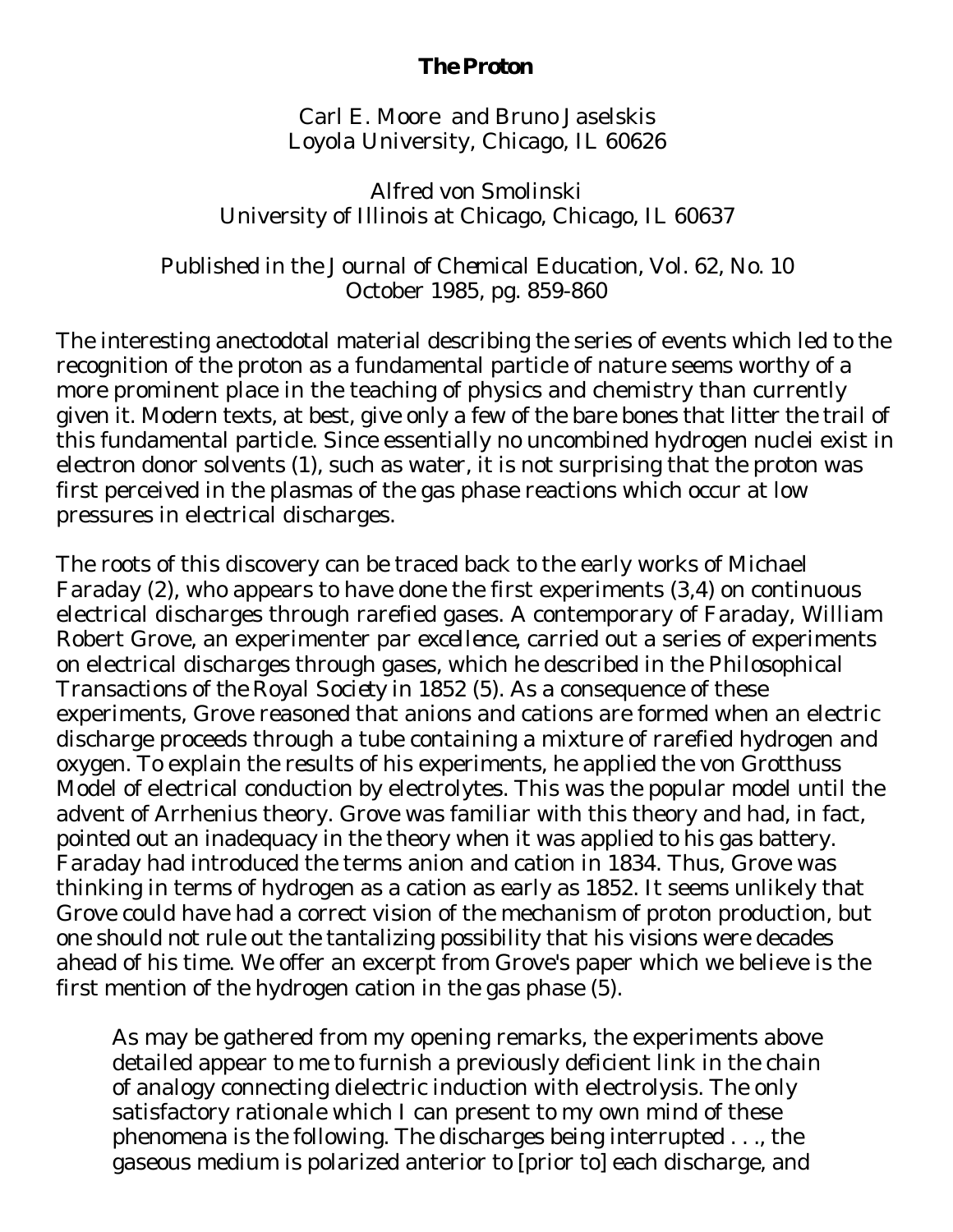# The Proton

Carl E. Moore and Bruno Jaselskis
Loyola University, Chicago, IL 60626

Alfred von Smolinski
University of Illinois at Chicago, Chicago, IL 60637

Published in the *Journal of Chemical Education*, Vol. 62, No. 10
October 1985, pg. 859-860

The interesting anectodotal material describing the series of events which led to the recognition of the proton as a fundamental particle of nature seems worthy of a more prominent place in the teaching of physics and chemistry than currently given it. Modern texts, at best, give only a few of the bare bones that litter the trail of this fundamental particle. Since essentially no uncombined hydrogen nuclei exist in electron donor solvents (1), such as water, it is not surprising that the proton was first perceived in the plasmas of the gas phase reactions which occur at low pressures in electrical discharges.

The roots of this discovery can be traced back to the early works of Michael Faraday (2), who appears to have done the first experiments (3,4) on continuous electrical discharges through rarefied gases. A contemporary of Faraday, William Robert Grove, an experimenter *par excellence*, carried out a series of experiments on electrical discharges through gases, which he described in the *Philosophical Transactions of the Royal Society* in 1852 (5). As a consequence of these experiments, Grove reasoned that anions and cations are formed when an electric discharge proceeds through a tube containing a mixture of rarefied hydrogen and oxygen. To explain the results of his experiments, he applied the von Grotthuss Model of electrical conduction by electrolytes. This was the popular model until the advent of Arrhenius theory. Grove was familiar with this theory and had, in fact, pointed out an inadequacy in the theory when it was applied to his gas battery. Faraday had introduced the terms anion and cation in 1834. Thus, Grove was thinking in terms of hydrogen as a cation as early as 1852. It seems unlikely that Grove could have had a correct vision of the mechanism of proton production, but one should not rule out the tantalizing possibility that his visions were decades ahead of his time. We offer an excerpt from Grove's paper which we believe is the first mention of the hydrogen cation in the gas phase (5).

> As may be gathered from my opening remarks, the experiments above detailed appear to me to furnish a previously deficient link in the chain of analogy connecting dielectric induction with electrolysis. The only satisfactory rationale which I can present to my own mind of these phenomena is the following. The discharges being interrupted . . ., the gaseous medium is polarized anterior to [prior to] each discharge, and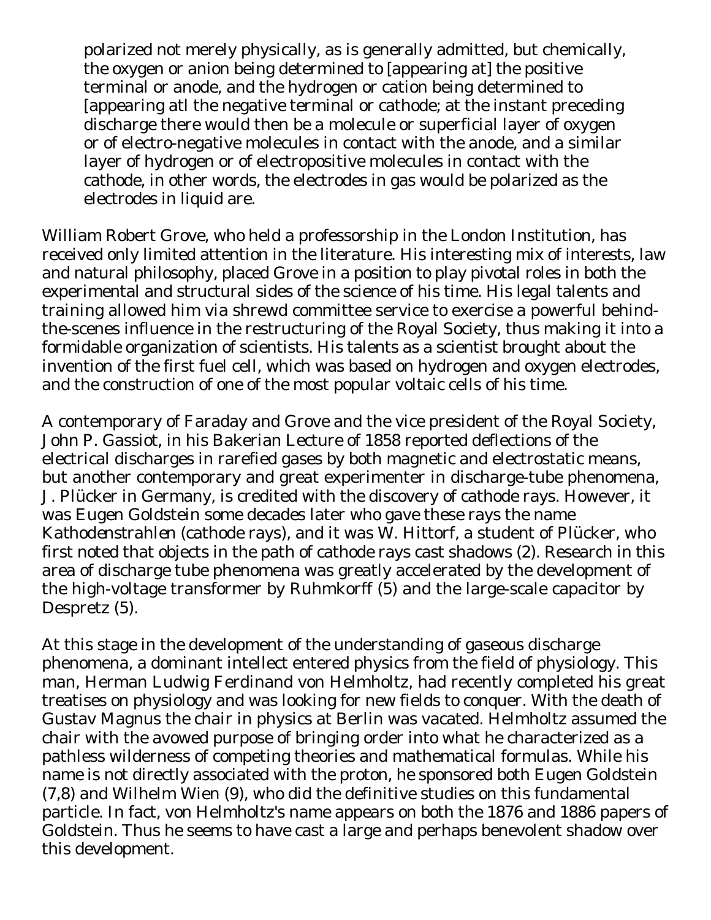polarized not merely physically, as is generally admitted, but chemically, the oxygen or anion being determined to [appearing at] the positive terminal or anode, and the hydrogen or cation being determined to [appearing atl the negative terminal or cathode; at the instant preceding discharge there would then be a molecule or superficial layer of oxygen or of electro-negative molecules in contact with the anode, and a similar layer of hydrogen or of electropositive molecules in contact with the cathode, in other words, the electrodes in gas would be polarized as the electrodes in liquid are.

William Robert Grove, who held a professorship in the London Institution, has received only limited attention in the literature. His interesting mix of interests, law and natural philosophy, placed Grove in a position to play pivotal roles in both the experimental and structural sides of the science of his time. His legal talents and training allowed him via shrewd committee service to exercise a powerful behind-the-scenes influence in the restructuring of the Royal Society, thus making it into a formidable organization of scientists. His talents as a scientist brought about the invention of the first fuel cell, which was based on hydrogen and oxygen electrodes, and the construction of one of the most popular voltaic cells of his time.

A contemporary of Faraday and Grove and the vice president of the Royal Society, John P. Gassiot, in his Bakerian Lecture of 1858 reported deflections of the electrical discharges in rarefied gases by both magnetic and electrostatic means, but another contemporary and great experimenter in discharge-tube phenomena, J. Plücker in Germany, is credited with the discovery of cathode rays. However, it was Eugen Goldstein some decades later who gave these rays the name *Kathodenstrahlen* (cathode rays), and it was W. Hittorf, a student of Plücker, who first noted that objects in the path of cathode rays cast shadows (2). Research in this area of discharge tube phenomena was greatly accelerated by the development of the high-voltage transformer by Ruhmkorff (5) and the large-scale capacitor by Despretz (5).

At this stage in the development of the understanding of gaseous discharge phenomena, a dominant intellect entered physics from the field of physiology. This man, Herman Ludwig Ferdinand von Helmholtz, had recently completed his great treatises on physiology and was looking for new fields to conquer. With the death of Gustav Magnus the chair in physics at Berlin was vacated. Helmholtz assumed the chair with the avowed purpose of bringing order into what he characterized as a pathless wilderness of competing theories and mathematical formulas. While his name is not directly associated with the proton, he sponsored both Eugen Goldstein (7,8) and Wilhelm Wien (9), who did the definitive studies on this fundamental particle. In fact, von Helmholtz's name appears on both the 1876 and 1886 papers of Goldstein. Thus he seems to have cast a large and perhaps benevolent shadow over this development.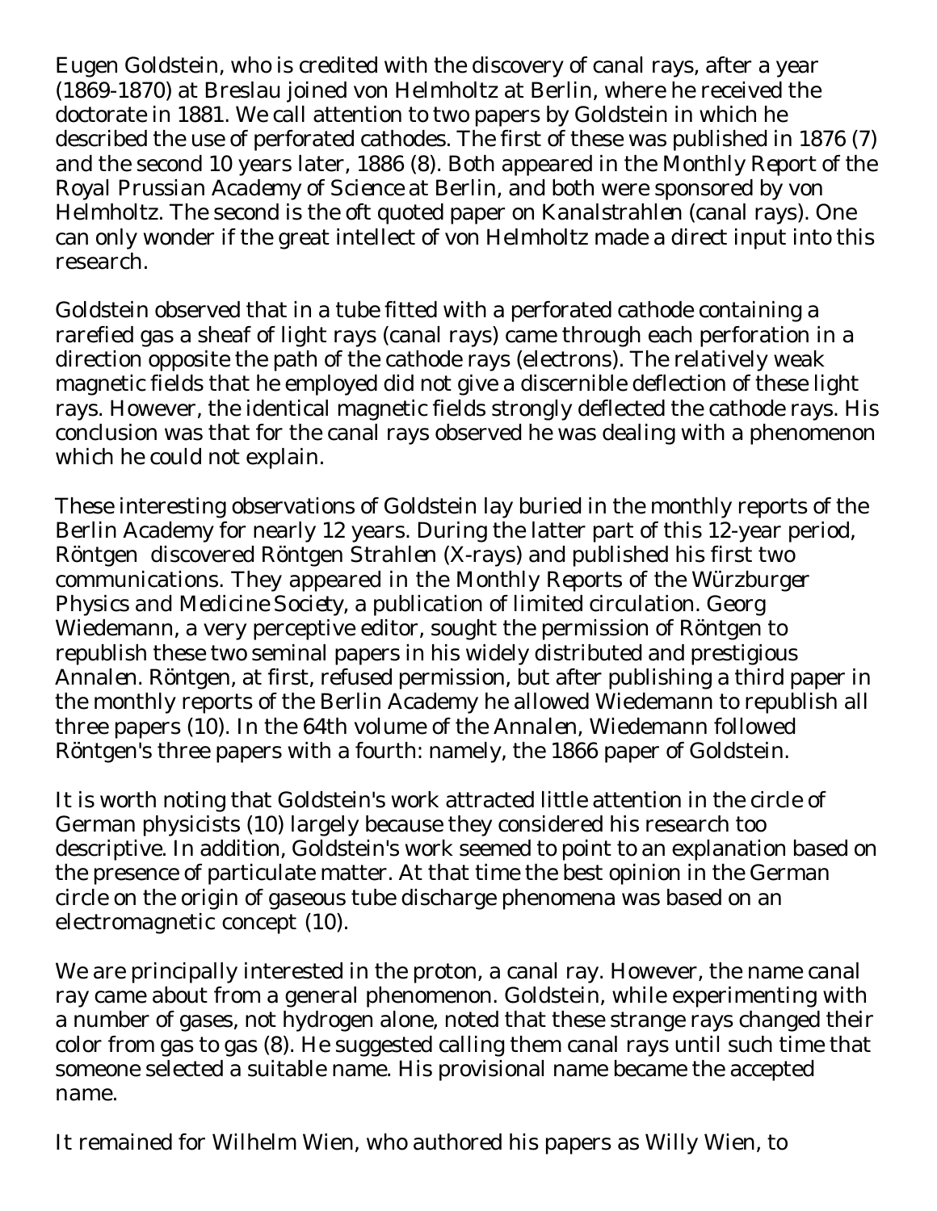Eugen Goldstein, who is credited with the discovery of canal rays, after a year (1869-1870) at Breslau joined von Helmholtz at Berlin, where he received the doctorate in 1881. We call attention to two papers by Goldstein in which he described the use of perforated cathodes. The first of these was published in 1876 (7) and the second 10 years later, 1886 (8). Both appeared in the *Monthly Report of the Royal Prussian Academy of Science* at Berlin, and both were sponsored by von Helmholtz. The second is the oft quoted paper on *Kanalstrahlen* (canal rays). One can only wonder if the great intellect of von Helmholtz made a direct input into this research.

Goldstein observed that in a tube fitted with a perforated cathode containing a rarefied gas a sheaf of light rays (canal rays) came through each perforation in a direction opposite the path of the cathode rays (electrons). The relatively weak magnetic fields that he employed did not give a discernible deflection of these light rays. However, the identical magnetic fields strongly deflected the cathode rays. His conclusion was that for the canal rays observed he was dealing with a phenomenon which he could not explain.

These interesting observations of Goldstein lay buried in the monthly reports of the Berlin Academy for nearly 12 years. During the latter part of this 12-year period, Röntgen discovered *Röntgen Strahlen* (X-rays) and published his first two communications. They appeared in the *Monthly Reports of the Würzburger Physics and Medicine Society*, a publication of limited circulation. Georg Wiedemann, a very perceptive editor, sought the permission of Röntgen to republish these two seminal papers in his widely distributed and prestigious *Annalen*. Röntgen, at first, refused permission, but after publishing a third paper in the monthly reports of the Berlin Academy he allowed Wiedemann to republish all three papers (10). In the 64th volume of the *Annalen*, Wiedemann followed Röntgen's three papers with a fourth: namely, the 1866 paper of Goldstein.

It is worth noting that Goldstein's work attracted little attention in the circle of German physicists (10) largely because they considered his research too descriptive. In addition, Goldstein's work seemed to point to an explanation based on the presence of particulate matter. At that time the best opinion in the German circle on the origin of gaseous tube discharge phenomena was based on an electromagnetic concept (10).

We are principally interested in the proton, a canal ray. However, the name canal ray came about from a general phenomenon. Goldstein, while experimenting with a number of gases, not hydrogen alone, noted that these strange rays changed their color from gas to gas (8). He suggested calling them canal rays until such time that someone selected a suitable name. His provisional name became the accepted name.

It remained for Wilhelm Wien, who authored his papers as Willy Wien, to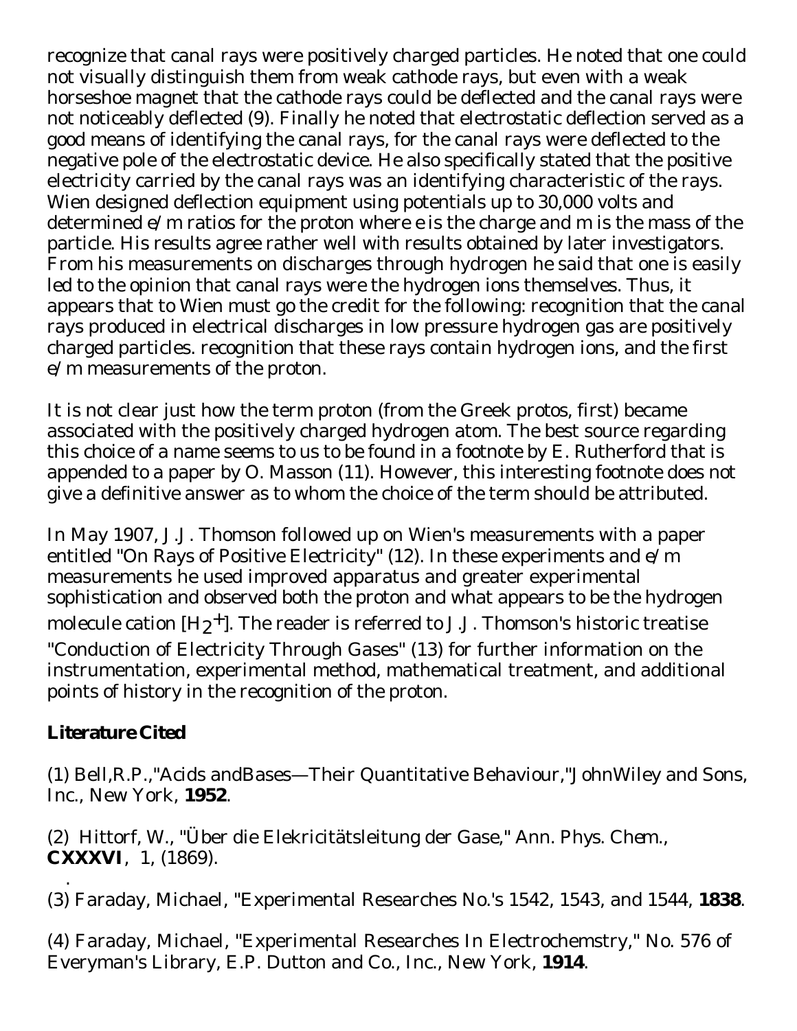recognize that canal rays were positively charged particles. He noted that one could not visually distinguish them from weak cathode rays, but even with a weak horseshoe magnet that the cathode rays could be deflected and the canal rays were not noticeably deflected (9). Finally he noted that electrostatic deflection served as a good means of identifying the canal rays, for the canal rays were deflected to the negative pole of the electrostatic device. He also specifically stated that the positive electricity carried by the canal rays was an identifying characteristic of the rays. Wien designed deflection equipment using potentials up to 30,000 volts and determined e/m ratios for the proton where e is the charge and m is the mass of the particle. His results agree rather well with results obtained by later investigators. From his measurements on discharges through hydrogen he said that one is easily led to the opinion that canal rays were the hydrogen ions themselves. Thus, it appears that to Wien must go the credit for the following: recognition that the canal rays produced in electrical discharges in low pressure hydrogen gas are positively charged particles. recognition that these rays contain hydrogen ions, and the first e/m measurements of the proton.

It is not clear just how the term proton (from the Greek protos, first) became associated with the positively charged hydrogen atom. The best source regarding this choice of a name seems to us to be found in a footnote by E. Rutherford that is appended to a paper by O. Masson (11). However, this interesting footnote does not give a definitive answer as to whom the choice of the term should be attributed.

In May 1907, J.J. Thomson followed up on Wien's measurements with a paper entitled "On Rays of Positive Electricity" (12). In these experiments and e/m measurements he used improved apparatus and greater experimental sophistication and observed both the proton and what appears to be the hydrogen molecule cation [$H_2^+$]. The reader is referred to J.J. Thomson's historic treatise "Conduction of Electricity Through Gases" (13) for further information on the instrumentation, experimental method, mathematical treatment, and additional points of history in the recognition of the proton.

**Literature Cited**

(1) Bell,R.P.,"Acids andBases—Their Quantitative Behaviour,"JohnWiley and Sons, Inc., New York, **1952**.

(2) Hittorf, W., "Über die Elekricitätsleitung der Gase," Ann. Phys. Chem., **CXXXVI**, 1, (1869).

(3) Faraday, Michael, "Experimental Researches No.'s 1542, 1543, and 1544, **1838**.

(4) Faraday, Michael, "Experimental Researches In Electrochemstry," No. 576 of Everyman's Library, E.P. Dutton and Co., Inc., New York, **1914**.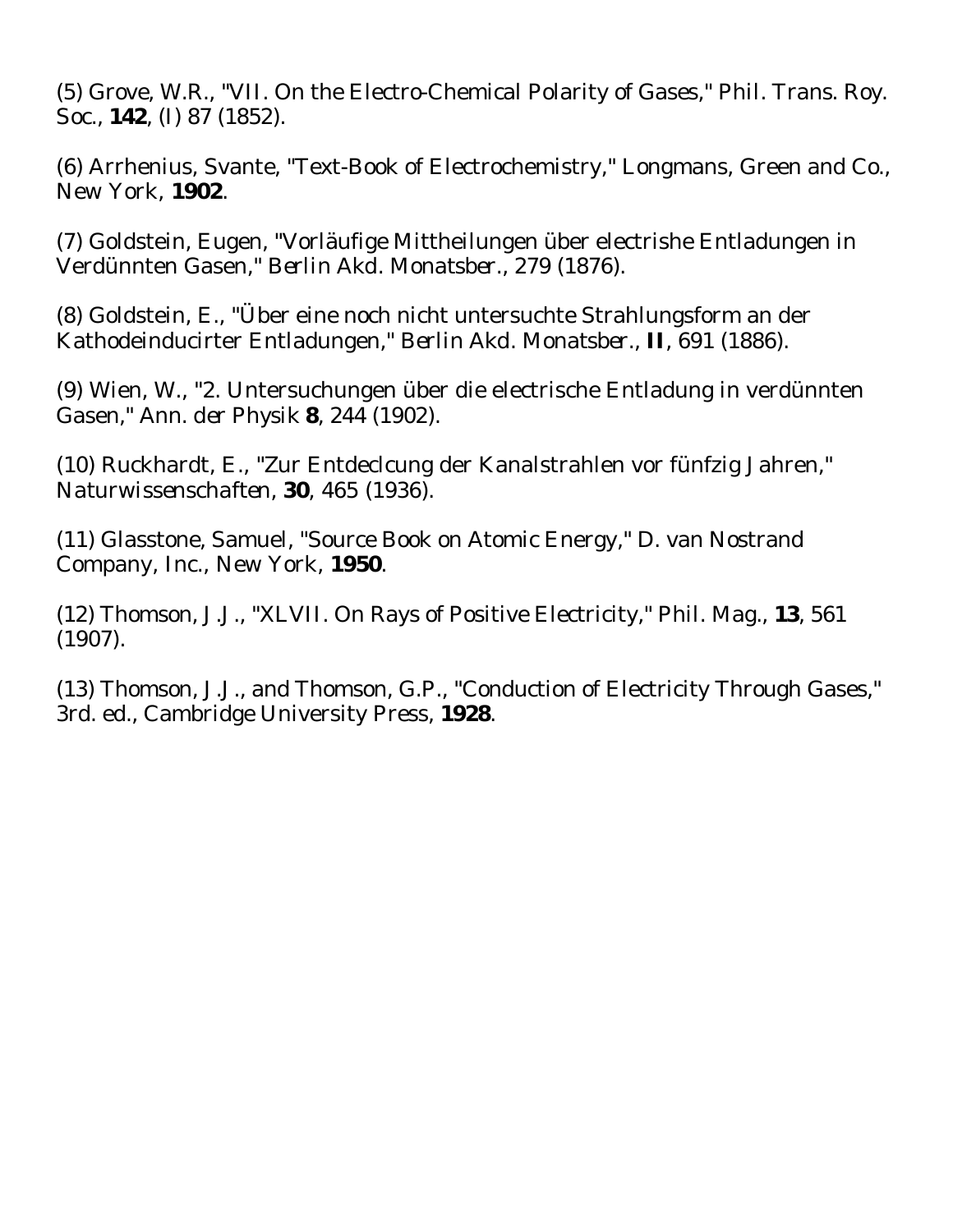(5) Grove, W.R., "VII. On the Electro-Chemical Polarity of Gases," *Phil. Trans. Roy. Soc.*, **142**, (I) 87 (1852).

(6) Arrhenius, Svante, "Text-Book of Electrochemistry," Longmans, Green and Co., New York, **1902**.

(7) Goldstein, Eugen, "Vorläufige Mittheilungen über electrishe Entladungen in Verdünnten Gasen," *Berlin Akd. Monatsber.*, 279 (1876).

(8) Goldstein, E., "Über eine noch nicht untersuchte Strahlungsform an der Kathodeinducirter Entladungen," *Berlin Akd. Monatsber.*, **II**, 691 (1886).

(9) Wien, W., "2. Untersuchungen über die electrische Entladung in verdünnten Gasen," *Ann. der Physik* **8**, 244 (1902).

(10) Ruckhardt, E., "Zur Entdeclcung der Kanalstrahlen vor fünfzig Jahren," *Naturwissenschaften*, **30**, 465 (1936).

(11) Glasstone, Samuel, "Source Book on Atomic Energy," D. van Nostrand Company, Inc., New York, **1950**.

(12) Thomson, J.J., "XLVII. On Rays of Positive Electricity," *Phil. Mag.*, **13**, 561 (1907).

(13) Thomson, J.J., and Thomson, G.P., "Conduction of Electricity Through Gases," 3rd. ed., Cambridge University Press, **1928**.